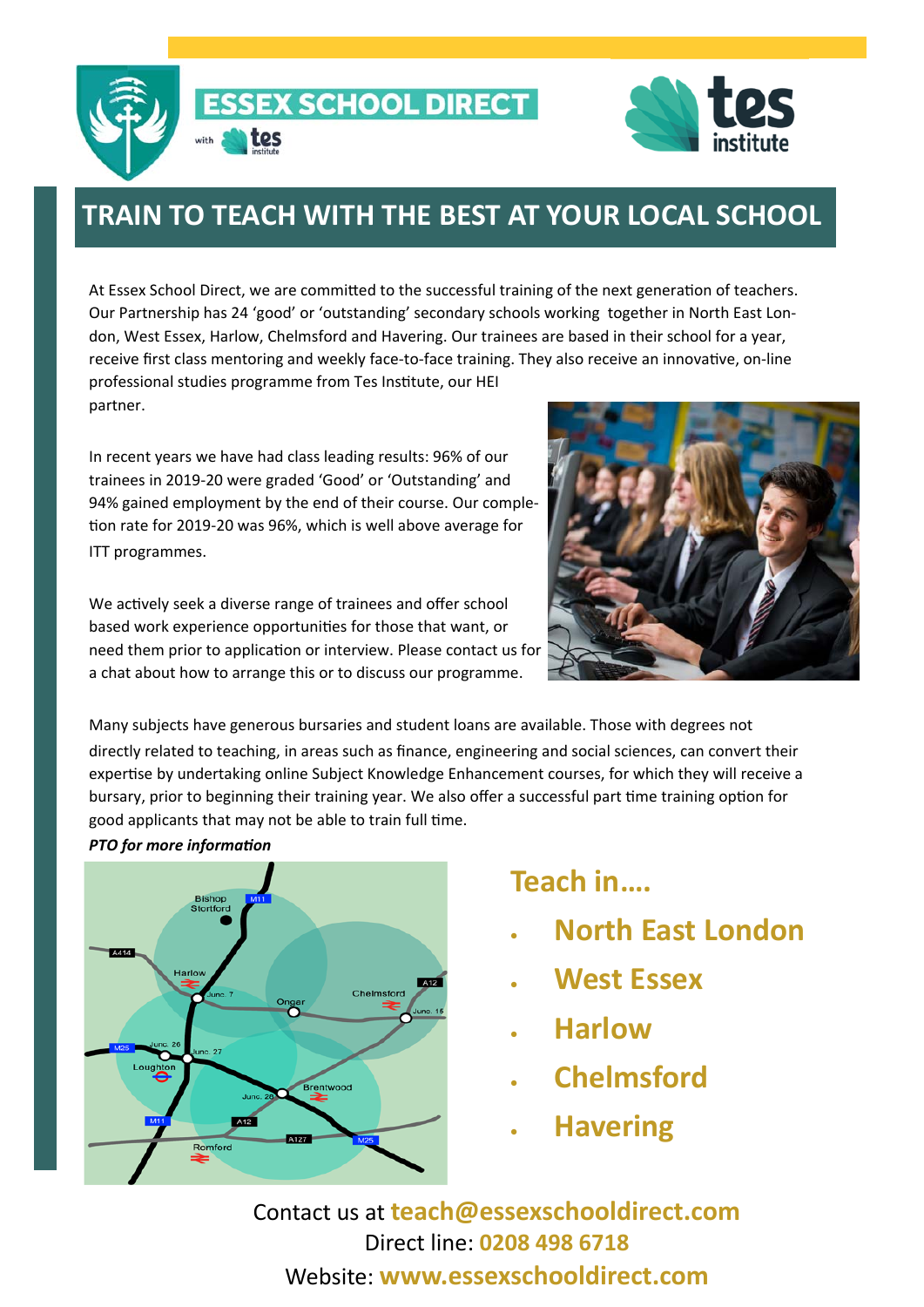# ESSEX SCHOOL DIRECT

with tes institute

## TRAIN TO TEACH WITH THE BEST AT YOUR LOCAL SCHOOL

At Essex School Direct, we are committed to the successful training of the next generation of teachers. Our Partnership has 24 'good' or 'outstanding' secondary schools working together in North East London, West Essex, Harlow, Chelmsford and Havering. Our trainees are based in their school for a year, receive first class mentoring and weekly face-to-face training. They also receive an innovative, on-line professional studies programme from Tes Institute, our HEI partner.

In recent years we have had class leading results: 96% of our trainees in 2019-20 were graded 'Good' or 'Outstanding' and 94% gained employment by the end of their course. Our completion rate for 2019-20 was 96%, which is well above average for ITT programmes.

We actively seek a diverse range of trainees and offer school based work experience opportunities for those that want, or need them prior to application or interview. Please contact us for a chat about how to arrange this or to discuss our programme.

Many subjects have generous bursaries and student loans are available. Those with degrees not directly related to teaching, in areas such as finance, engineering and social sciences, can convert their expertise by undertaking online Subject Knowledge Enhancement courses, for which they will receive a bursary, prior to beginning their training year. We also offer a successful part time training option for good applicants that may not be able to train full time.

***PTO for more information***

## Teach in….

- **North East London**
- **West Essex**
- **Harlow**
- **Chelmsford**
- **Havering**

Contact us at **teach@essexschooldirect.com**

Direct line: **0208 498 6718**

Website: **www.essexschooldirect.com**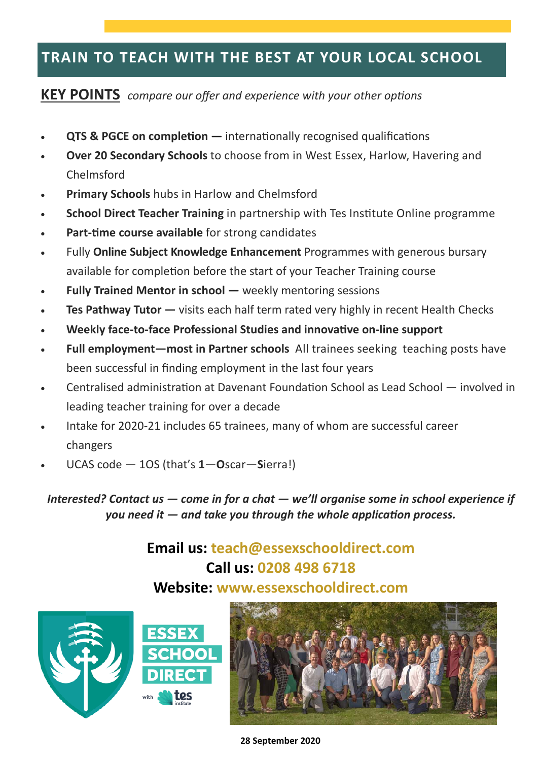# TRAIN TO TEACH WITH THE BEST AT YOUR LOCAL SCHOOL

**KEY POINTS** *compare our offer and experience with your other options*

- **QTS & PGCE on completion —** internationally recognised qualifications
- **Over 20 Secondary Schools** to choose from in West Essex, Harlow, Havering and Chelmsford
- **Primary Schools** hubs in Harlow and Chelmsford
- **School Direct Teacher Training** in partnership with Tes Institute Online programme
- **Part-time course available** for strong candidates
- Fully **Online Subject Knowledge Enhancement** Programmes with generous bursary available for completion before the start of your Teacher Training course
- **Fully Trained Mentor in school —** weekly mentoring sessions
- **Tes Pathway Tutor —** visits each half term rated very highly in recent Health Checks
- **Weekly face-to-face Professional Studies and innovative on-line support**
- **Full employment—most in Partner schools** All trainees seeking teaching posts have been successful in finding employment in the last four years
- Centralised administration at Davenant Foundation School as Lead School — involved in leading teacher training for over a decade
- Intake for 2020-21 includes 65 trainees, many of whom are successful career changers
- UCAS code — 1OS (that's **1**—**O**scar—**S**ierra!)

***Interested? Contact us — come in for a chat — we'll organise some in school experience if you need it — and take you through the whole application process.***

**Email us: teach@essexschooldirect.com**

**Call us: 0208 498 6718**

**Website: www.essexschooldirect.com**

ESSEX SCHOOL DIRECT with tes institute

**28 September 2020**